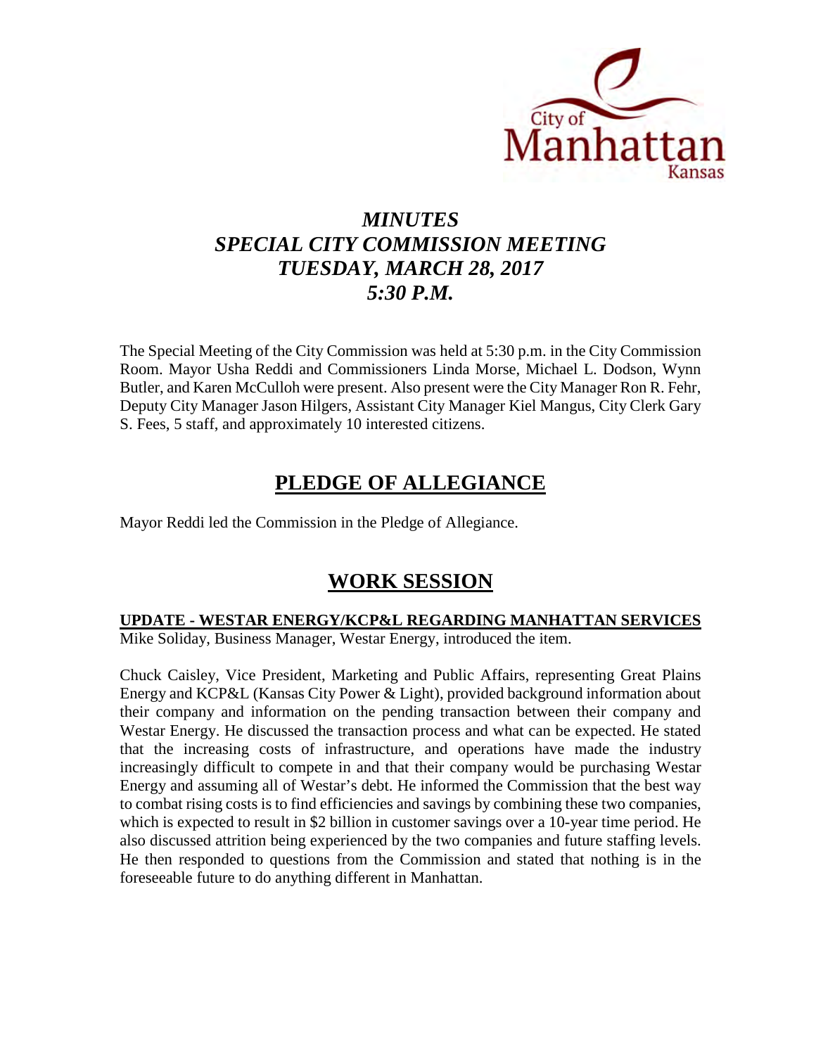City of Manhattan Kansas

# *MINUTES*
# *SPECIAL CITY COMMISSION MEETING*
# *TUESDAY, MARCH 28, 2017*
# *5:30 P.M.*

The Special Meeting of the City Commission was held at 5:30 p.m. in the City Commission Room. Mayor Usha Reddi and Commissioners Linda Morse, Michael L. Dodson, Wynn Butler, and Karen McCulloh were present. Also present were the City Manager Ron R. Fehr, Deputy City Manager Jason Hilgers, Assistant City Manager Kiel Mangus, City Clerk Gary S. Fees, 5 staff, and approximately 10 interested citizens.

## PLEDGE OF ALLEGIANCE

Mayor Reddi led the Commission in the Pledge of Allegiance.

## WORK SESSION

### UPDATE - WESTAR ENERGY/KCP&L REGARDING MANHATTAN SERVICES

Mike Soliday, Business Manager, Westar Energy, introduced the item.

Chuck Caisley, Vice President, Marketing and Public Affairs, representing Great Plains Energy and KCP&L (Kansas City Power & Light), provided background information about their company and information on the pending transaction between their company and Westar Energy. He discussed the transaction process and what can be expected. He stated that the increasing costs of infrastructure, and operations have made the industry increasingly difficult to compete in and that their company would be purchasing Westar Energy and assuming all of Westar's debt. He informed the Commission that the best way to combat rising costs is to find efficiencies and savings by combining these two companies, which is expected to result in $2 billion in customer savings over a 10-year time period. He also discussed attrition being experienced by the two companies and future staffing levels. He then responded to questions from the Commission and stated that nothing is in the foreseeable future to do anything different in Manhattan.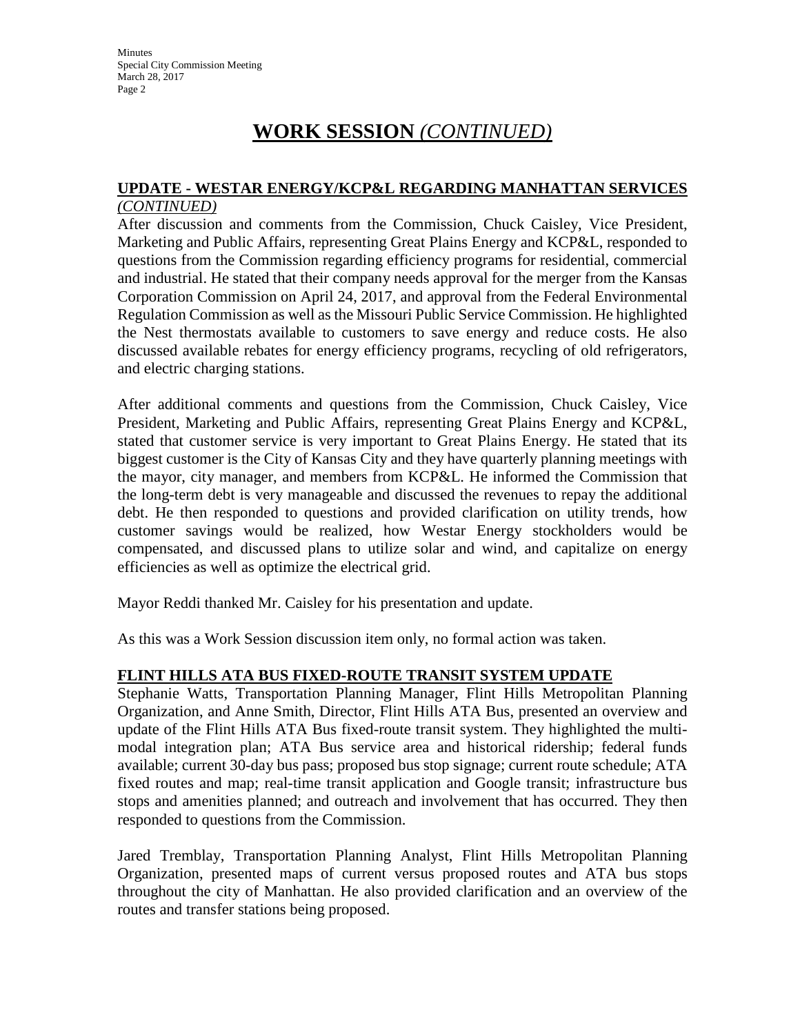# WORK SESSION *(CONTINUED)*

## UPDATE - WESTAR ENERGY/KCP&L REGARDING MANHATTAN SERVICES *(CONTINUED)*

After discussion and comments from the Commission, Chuck Caisley, Vice President, Marketing and Public Affairs, representing Great Plains Energy and KCP&L, responded to questions from the Commission regarding efficiency programs for residential, commercial and industrial. He stated that their company needs approval for the merger from the Kansas Corporation Commission on April 24, 2017, and approval from the Federal Environmental Regulation Commission as well as the Missouri Public Service Commission. He highlighted the Nest thermostats available to customers to save energy and reduce costs. He also discussed available rebates for energy efficiency programs, recycling of old refrigerators, and electric charging stations.

After additional comments and questions from the Commission, Chuck Caisley, Vice President, Marketing and Public Affairs, representing Great Plains Energy and KCP&L, stated that customer service is very important to Great Plains Energy. He stated that its biggest customer is the City of Kansas City and they have quarterly planning meetings with the mayor, city manager, and members from KCP&L. He informed the Commission that the long-term debt is very manageable and discussed the revenues to repay the additional debt. He then responded to questions and provided clarification on utility trends, how customer savings would be realized, how Westar Energy stockholders would be compensated, and discussed plans to utilize solar and wind, and capitalize on energy efficiencies as well as optimize the electrical grid.

Mayor Reddi thanked Mr. Caisley for his presentation and update.

As this was a Work Session discussion item only, no formal action was taken.

## FLINT HILLS ATA BUS FIXED-ROUTE TRANSIT SYSTEM UPDATE

Stephanie Watts, Transportation Planning Manager, Flint Hills Metropolitan Planning Organization, and Anne Smith, Director, Flint Hills ATA Bus, presented an overview and update of the Flint Hills ATA Bus fixed-route transit system. They highlighted the multi-modal integration plan; ATA Bus service area and historical ridership; federal funds available; current 30-day bus pass; proposed bus stop signage; current route schedule; ATA fixed routes and map; real-time transit application and Google transit; infrastructure bus stops and amenities planned; and outreach and involvement that has occurred. They then responded to questions from the Commission.

Jared Tremblay, Transportation Planning Analyst, Flint Hills Metropolitan Planning Organization, presented maps of current versus proposed routes and ATA bus stops throughout the city of Manhattan. He also provided clarification and an overview of the routes and transfer stations being proposed.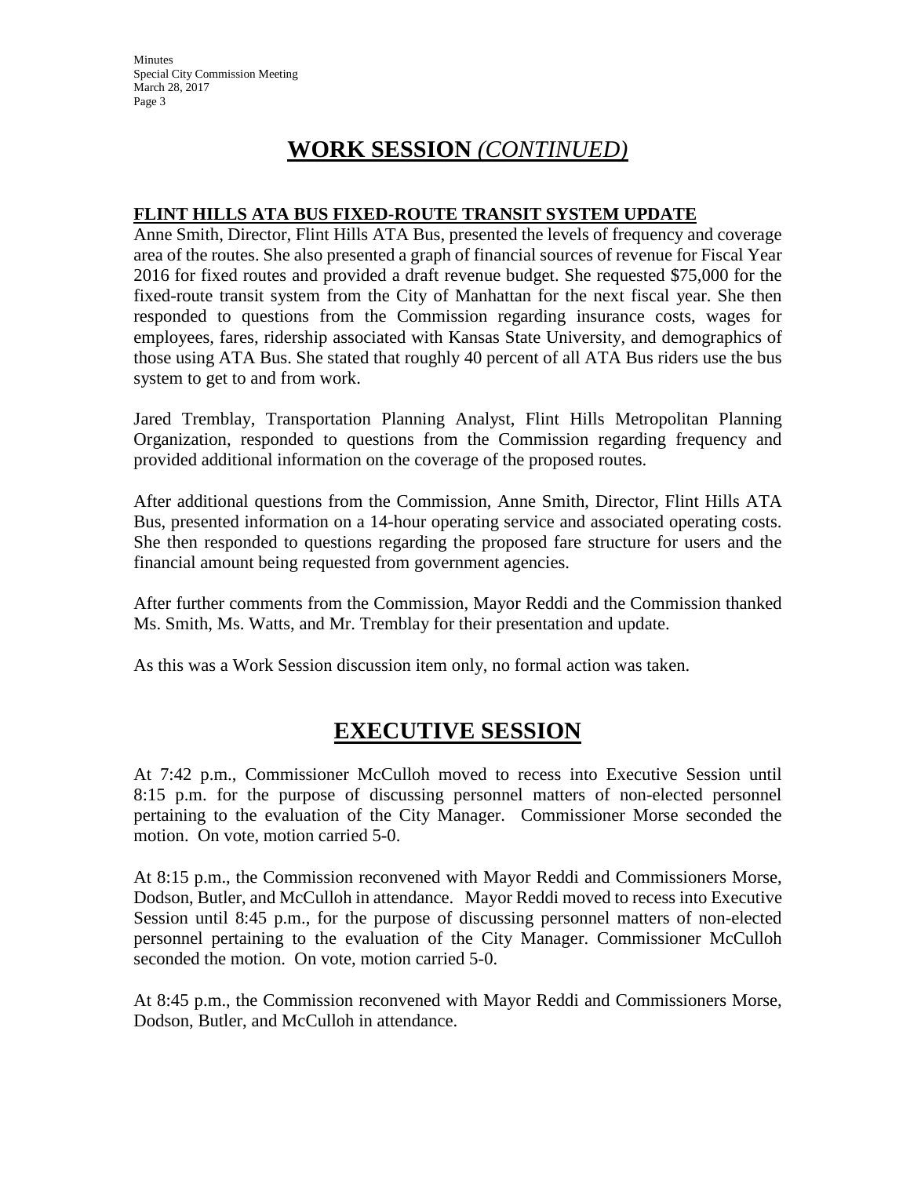# **WORK SESSION** *(CONTINUED)*

### **FLINT HILLS ATA BUS FIXED-ROUTE TRANSIT SYSTEM UPDATE**

Anne Smith, Director, Flint Hills ATA Bus, presented the levels of frequency and coverage area of the routes. She also presented a graph of financial sources of revenue for Fiscal Year 2016 for fixed routes and provided a draft revenue budget. She requested $75,000 for the fixed-route transit system from the City of Manhattan for the next fiscal year. She then responded to questions from the Commission regarding insurance costs, wages for employees, fares, ridership associated with Kansas State University, and demographics of those using ATA Bus. She stated that roughly 40 percent of all ATA Bus riders use the bus system to get to and from work.

Jared Tremblay, Transportation Planning Analyst, Flint Hills Metropolitan Planning Organization, responded to questions from the Commission regarding frequency and provided additional information on the coverage of the proposed routes.

After additional questions from the Commission, Anne Smith, Director, Flint Hills ATA Bus, presented information on a 14-hour operating service and associated operating costs. She then responded to questions regarding the proposed fare structure for users and the financial amount being requested from government agencies.

After further comments from the Commission, Mayor Reddi and the Commission thanked Ms. Smith, Ms. Watts, and Mr. Tremblay for their presentation and update.

As this was a Work Session discussion item only, no formal action was taken.

# **EXECUTIVE SESSION**

At 7:42 p.m., Commissioner McCulloh moved to recess into Executive Session until 8:15 p.m. for the purpose of discussing personnel matters of non-elected personnel pertaining to the evaluation of the City Manager. Commissioner Morse seconded the motion. On vote, motion carried 5-0.

At 8:15 p.m., the Commission reconvened with Mayor Reddi and Commissioners Morse, Dodson, Butler, and McCulloh in attendance. Mayor Reddi moved to recess into Executive Session until 8:45 p.m., for the purpose of discussing personnel matters of non-elected personnel pertaining to the evaluation of the City Manager. Commissioner McCulloh seconded the motion. On vote, motion carried 5-0.

At 8:45 p.m., the Commission reconvened with Mayor Reddi and Commissioners Morse, Dodson, Butler, and McCulloh in attendance.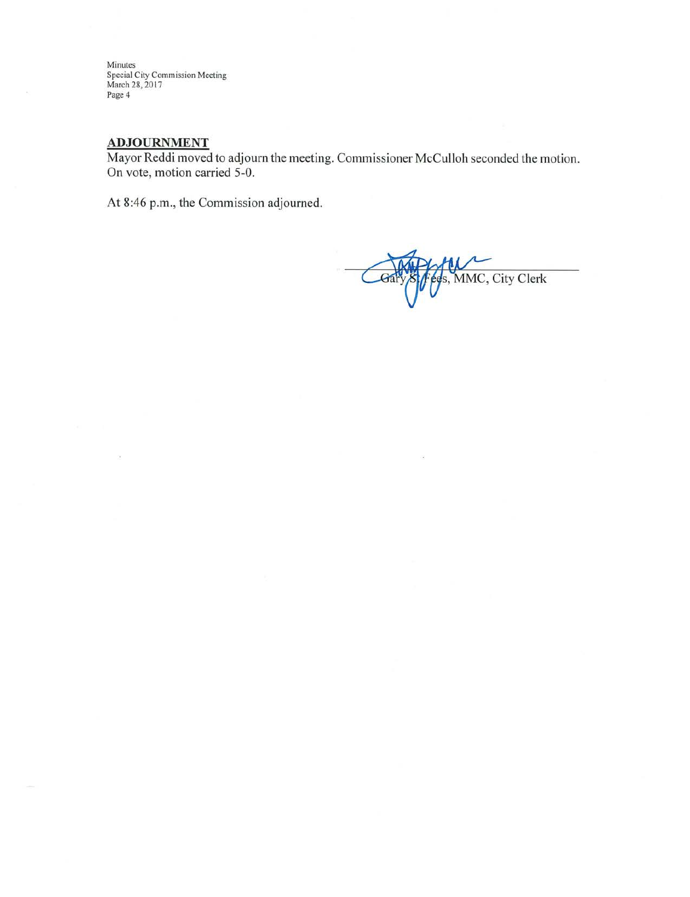**ADJOURNMENT**

Mayor Reddi moved to adjourn the meeting. Commissioner McCulloh seconded the motion. On vote, motion carried 5-0.

At 8:46 p.m., the Commission adjourned.

Gary S. Fees, MMC, City Clerk